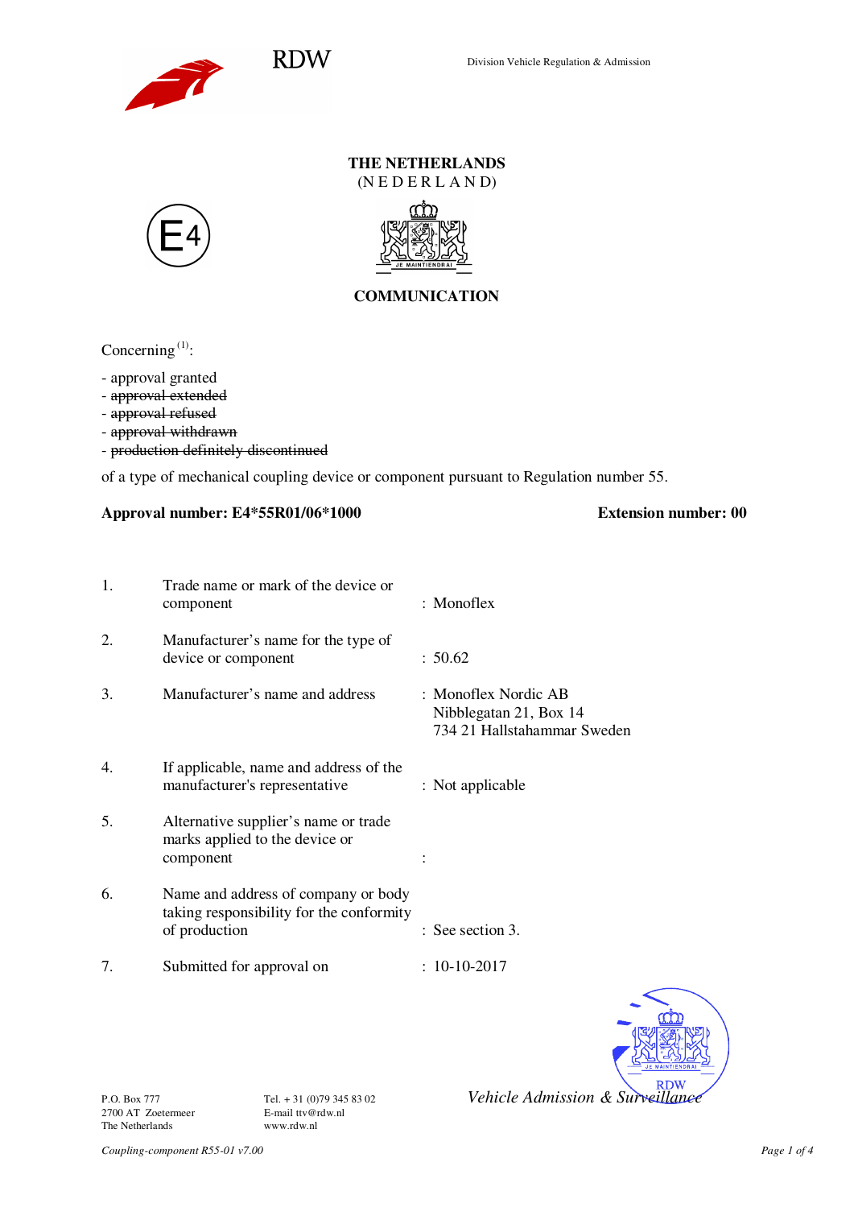RDW

Division Vehicle Regulation & Admission

# THE NETHERLANDS
(N E D E R L A N D)

E4

## COMMUNICATION

Concerning [1]:

- approval granted
- ~~approval extended~~
- ~~approval refused~~
- ~~approval withdrawn~~
- ~~production definitely discontinued~~

of a type of mechanical coupling device or component pursuant to Regulation number 55.

**Approval number: E4*55R01/06*1000** **Extension number: 00**

| | | |
|---|---|---|
| 1. | Trade name or mark of the device or component | : Monoflex |
| 2. | Manufacturer's name for the type of device or component | : 50.62 |
| 3. | Manufacturer's name and address | : Monoflex Nordic AB<br>Nibblegatan 21, Box 14<br>734 21 Hallstahammar Sweden |
| 4. | If applicable, name and address of the manufacturer's representative | : Not applicable |
| 5. | Alternative supplier's name or trade marks applied to the device or component | : |
| 6. | Name and address of company or body taking responsibility for the conformity of production | : See section 3. |
| 7. | Submitted for approval on | : 10-10-2017 |

*Vehicle Admission & Surveillance*

P.O. Box 777
2700 AT Zoetermeer
The Netherlands

Tel. + 31 (0)79 345 83 02
E-mail ttv@rdw.nl
www.rdw.nl

*Coupling-component R55-01 v7.00*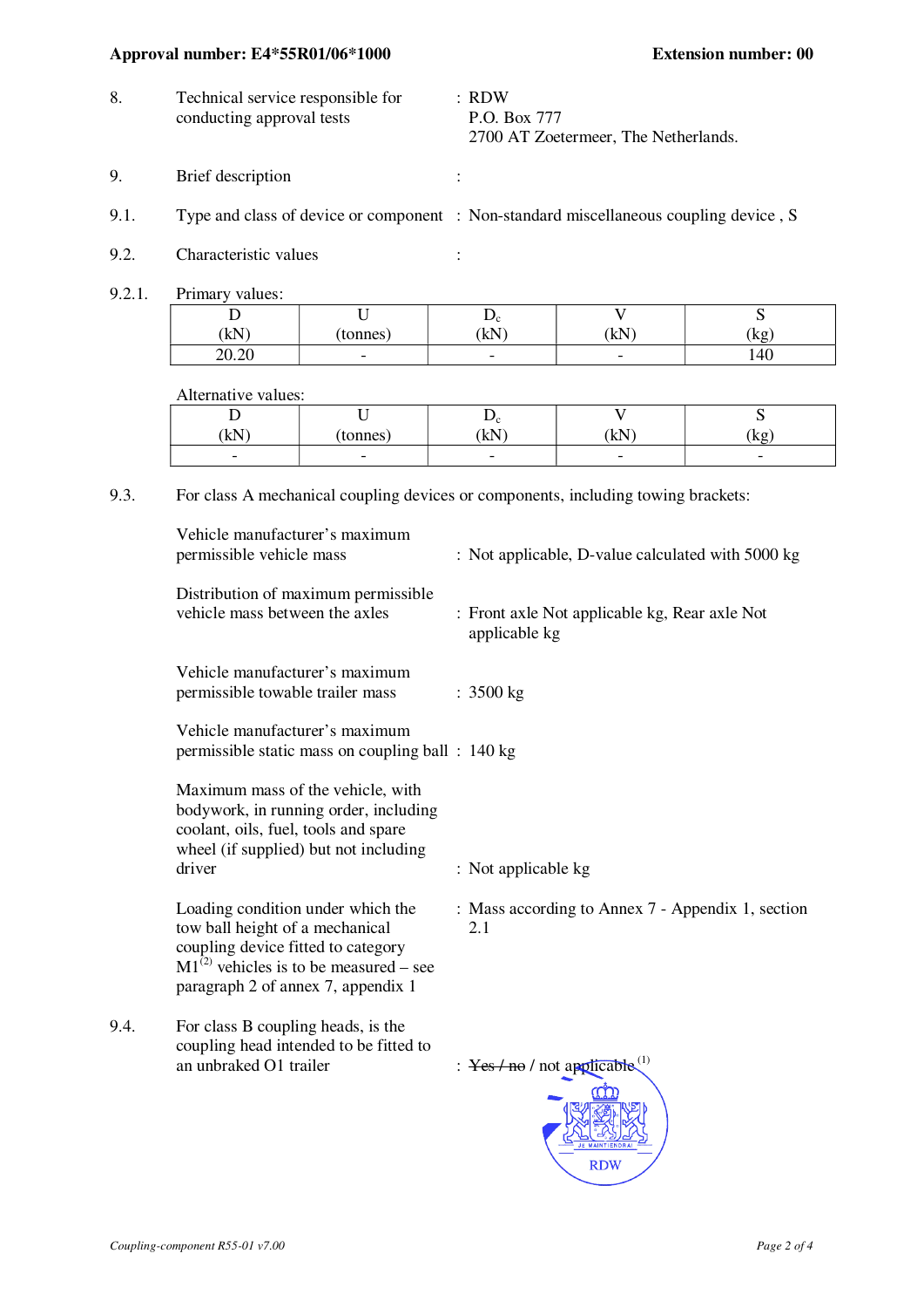**Approval number: E4*55R01/06*1000** **Extension number: 00**

8. Technical service responsible for conducting approval tests : RDW
P.O. Box 777
2700 AT Zoetermeer, The Netherlands.

9. Brief description :

9.1. Type and class of device or component : Non-standard miscellaneous coupling device , S

9.2. Characteristic values :

9.2.1. Primary values:

| D (kN) | U (tonnes) | $D_c$ (kN) | V (kN) | S (kg) |
|---|---|---|---|---|
| 20.20 | - | - | - | 140 |

Alternative values:

| D (kN) | U (tonnes) | $D_c$ (kN) | V (kN) | S (kg) |
|---|---|---|---|---|
| - | - | - | - | - |

9.3. For class A mechanical coupling devices or components, including towing brackets:

Vehicle manufacturer's maximum permissible vehicle mass : Not applicable, D-value calculated with 5000 kg

Distribution of maximum permissible vehicle mass between the axles : Front axle Not applicable kg, Rear axle Not applicable kg

Vehicle manufacturer's maximum permissible towable trailer mass : 3500 kg

Vehicle manufacturer's maximum permissible static mass on coupling ball : 140 kg

Maximum mass of the vehicle, with bodywork, in running order, including coolant, oils, fuel, tools and spare wheel (if supplied) but not including driver : Not applicable kg

Loading condition under which the tow ball height of a mechanical coupling device fitted to category M1[2] vehicles is to be measured – see paragraph 2 of annex 7, appendix 1 : Mass according to Annex 7 - Appendix 1, section 2.1

9.4. For class B coupling heads, is the coupling head intended to be fitted to an unbraked O1 trailer : ~~Yes / no~~ / not applicable[1]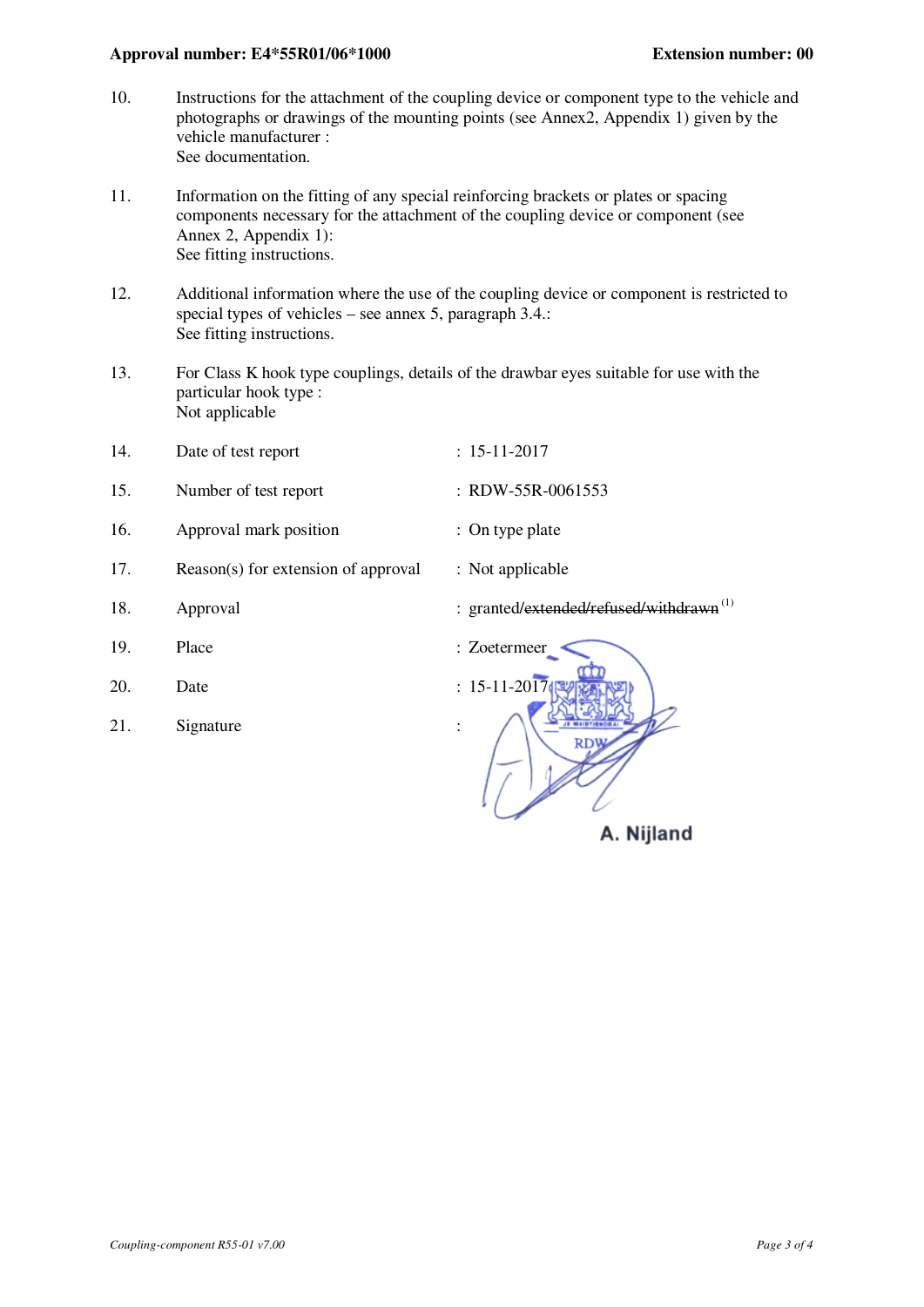**Approval number: E4*55R01/06*1000** **Extension number: 00**

10. Instructions for the attachment of the coupling device or component type to the vehicle and photographs or drawings of the mounting points (see Annex2, Appendix 1) given by the vehicle manufacturer :
See documentation.

11. Information on the fitting of any special reinforcing brackets or plates or spacing components necessary for the attachment of the coupling device or component (see Annex 2, Appendix 1):
See fitting instructions.

12. Additional information where the use of the coupling device or component is restricted to special types of vehicles – see annex 5, paragraph 3.4.:
See fitting instructions.

13. For Class K hook type couplings, details of the drawbar eyes suitable for use with the particular hook type :
Not applicable

14. Date of test report : 15-11-2017

15. Number of test report : RDW-55R-0061553

16. Approval mark position : On type plate

17. Reason(s) for extension of approval : Not applicable

18. Approval : granted/~~extended/refused/withdrawn~~ [1]

19. Place : Zoetermeer

20. Date : 15-11-2017

21. Signature :

A. Nijland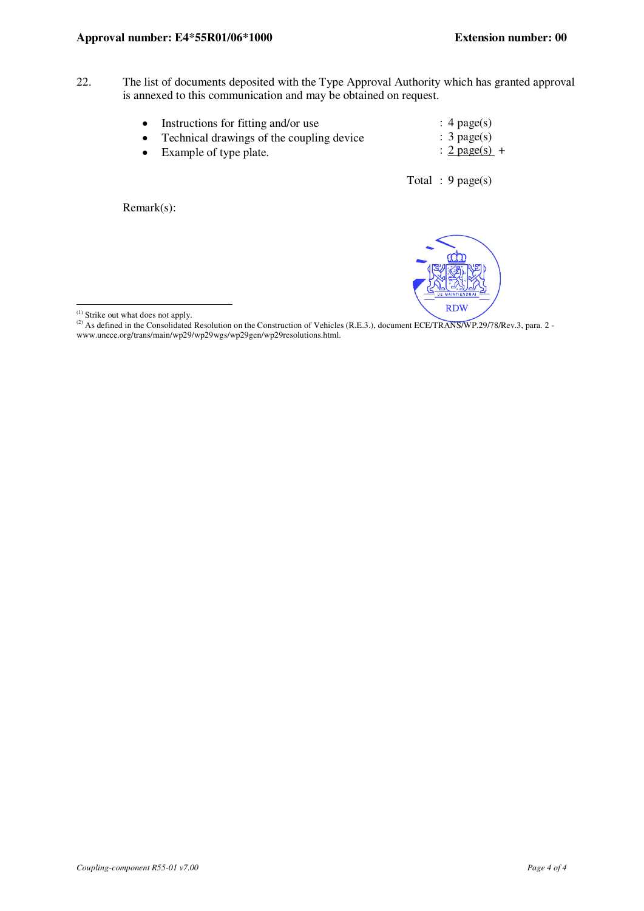22. The list of documents deposited with the Type Approval Authority which has granted approval is annexed to this communication and may be obtained on request.

- Instructions for fitting and/or use : 4 page(s)
- Technical drawings of the coupling device : 3 page(s)
- Example of type plate. : 2 page(s) +

Total : 9 page(s)

Remark(s):

RDW

JE MAINTIENDRAI

---

(1) Strike out what does not apply.
(2) As defined in the Consolidated Resolution on the Construction of Vehicles (R.E.3.), document ECE/TRANS/WP.29/78/Rev.3, para. 2 - www.unece.org/trans/main/wp29/wp29wgs/wp29gen/wp29resolutions.html.